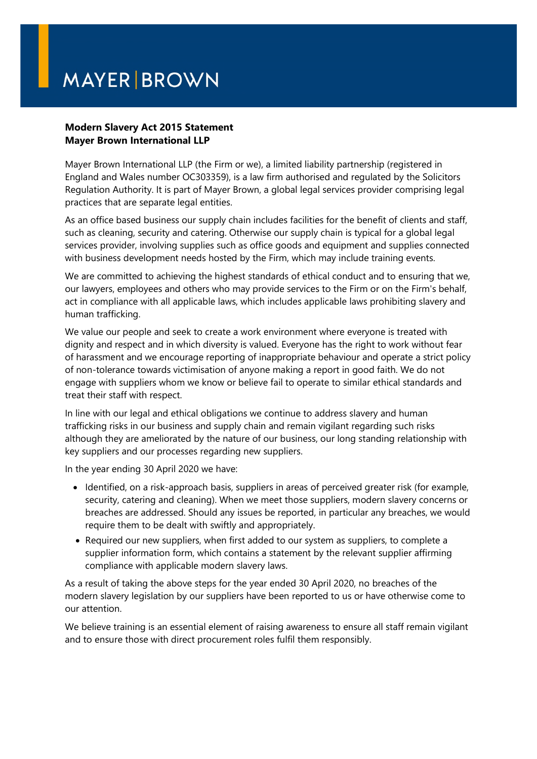MAYER | BROWN

**Modern Slavery Act 2015 Statement**
**Mayer Brown International LLP**

Mayer Brown International LLP (the Firm or we), a limited liability partnership (registered in England and Wales number OC303359), is a law firm authorised and regulated by the Solicitors Regulation Authority. It is part of Mayer Brown, a global legal services provider comprising legal practices that are separate legal entities.

As an office based business our supply chain includes facilities for the benefit of clients and staff, such as cleaning, security and catering. Otherwise our supply chain is typical for a global legal services provider, involving supplies such as office goods and equipment and supplies connected with business development needs hosted by the Firm, which may include training events.

We are committed to achieving the highest standards of ethical conduct and to ensuring that we, our lawyers, employees and others who may provide services to the Firm or on the Firm's behalf, act in compliance with all applicable laws, which includes applicable laws prohibiting slavery and human trafficking.

We value our people and seek to create a work environment where everyone is treated with dignity and respect and in which diversity is valued. Everyone has the right to work without fear of harassment and we encourage reporting of inappropriate behaviour and operate a strict policy of non-tolerance towards victimisation of anyone making a report in good faith. We do not engage with suppliers whom we know or believe fail to operate to similar ethical standards and treat their staff with respect.

In line with our legal and ethical obligations we continue to address slavery and human trafficking risks in our business and supply chain and remain vigilant regarding such risks although they are ameliorated by the nature of our business, our long standing relationship with key suppliers and our processes regarding new suppliers.

In the year ending 30 April 2020 we have:

- Identified, on a risk-approach basis, suppliers in areas of perceived greater risk (for example, security, catering and cleaning). When we meet those suppliers, modern slavery concerns or breaches are addressed. Should any issues be reported, in particular any breaches, we would require them to be dealt with swiftly and appropriately.
- Required our new suppliers, when first added to our system as suppliers, to complete a supplier information form, which contains a statement by the relevant supplier affirming compliance with applicable modern slavery laws.

As a result of taking the above steps for the year ended 30 April 2020, no breaches of the modern slavery legislation by our suppliers have been reported to us or have otherwise come to our attention.

We believe training is an essential element of raising awareness to ensure all staff remain vigilant and to ensure those with direct procurement roles fulfil them responsibly.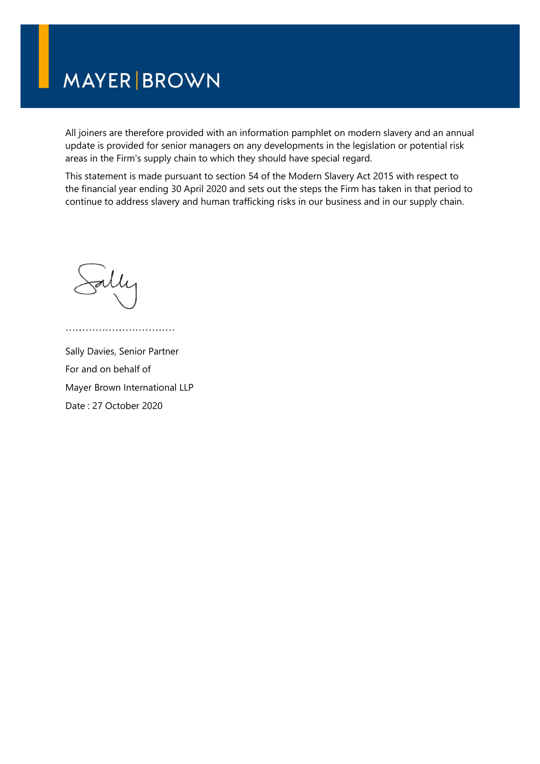All joiners are therefore provided with an information pamphlet on modern slavery and an annual update is provided for senior managers on any developments in the legislation or potential risk areas in the Firm's supply chain to which they should have special regard.

This statement is made pursuant to section 54 of the Modern Slavery Act 2015 with respect to the financial year ending 30 April 2020 and sets out the steps the Firm has taken in that period to continue to address slavery and human trafficking risks in our business and in our supply chain.

……………………………

Sally Davies, Senior Partner

For and on behalf of

Mayer Brown International LLP

Date : 27 October 2020